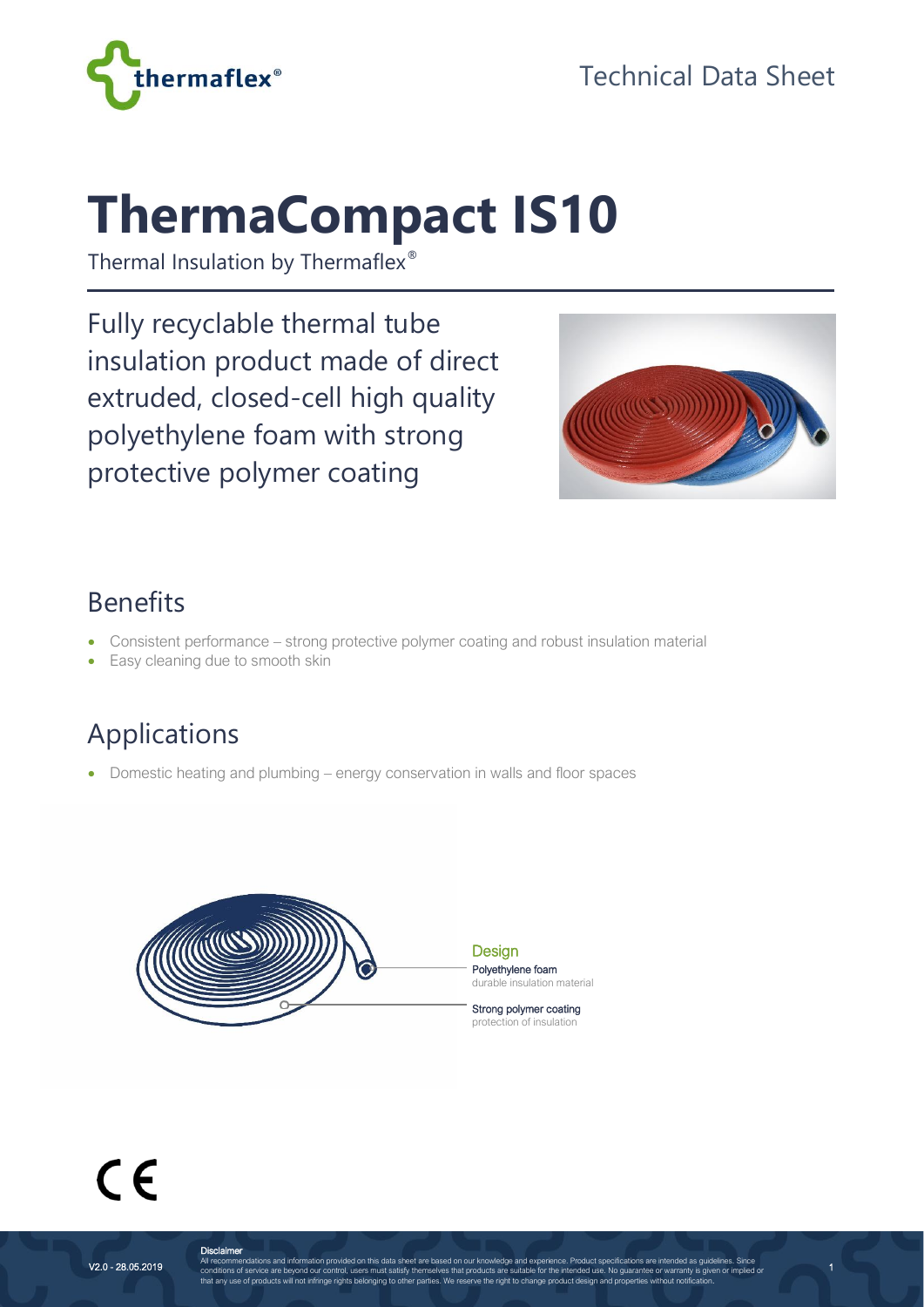thermaflex®

Technical Data Sheet

# ThermaCompact IS10

Thermal Insulation by Thermaflex®

Fully recyclable thermal tube insulation product made of direct extruded, closed-cell high quality polyethylene foam with strong protective polymer coating

## Benefits

- Consistent performance – strong protective polymer coating and robust insulation material
- Easy cleaning due to smooth skin

## Applications

- Domestic heating and plumbing – energy conservation in walls and floor spaces

**Design**

**Polyethylene foam**
durable insulation material

**Strong polymer coating**
protection of insulation

CE

V2.0 - 28.05.2019

**Disclaimer**
All recommendations and information provided on this data sheet are based on our knowledge and experience. Product specifications are intended as guidelines. Since conditions of service are beyond our control, users must satisfy themselves that products are suitable for the intended use. No guarantee or warranty is given or implied or that any use of products will not infringe rights belonging to other parties. We reserve the right to change product design and properties without notification.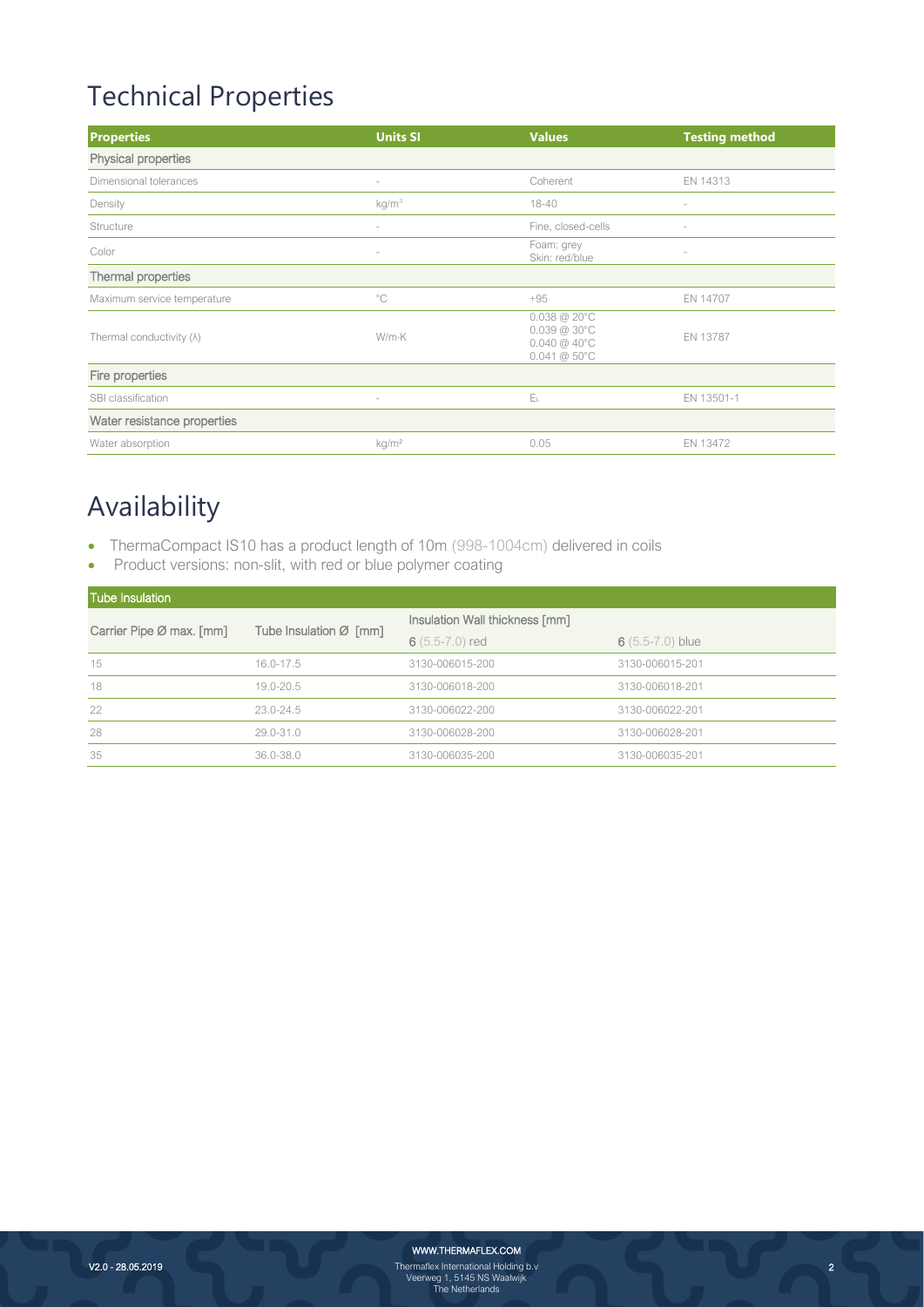# Technical Properties

| Properties | Units SI | Values | Testing method |
|---|---|---|---|
| Physical properties | | | |
| Dimensional tolerances | - | Coherent | EN 14313 |
| Density | kg/m³ | 18-40 | - |
| Structure | - | Fine, closed-cells | - |
| Color | - | Foam: grey<br>Skin: red/blue | - |
| Thermal properties | | | |
| Maximum service temperature | °C | +95 | EN 14707 |
| Thermal conductivity (λ) | W/m·K | 0.038 @ 20°C<br>0.039 @ 30°C<br>0.040 @ 40°C<br>0.041 @ 50°C | EN 13787 |
| Fire properties | | | |
| SBI classification | - | $E_L$ | EN 13501-1 |
| Water resistance properties | | | |
| Water absorption | kg/m² | 0.05 | EN 13472 |

# Availability

- ThermaCompact IS10 has a product length of 10m (998-1004cm) delivered in coils
- Product versions: non-slit, with red or blue polymer coating

| Tube Insulation | | | |
|---|---|---|---|
| Carrier Pipe Ø max. [mm] | Tube Insulation Ø [mm] | Insulation Wall thickness [mm] | |
| | | 6 (5.5-7.0) red | 6 (5.5-7.0) blue |
| 15 | 16.0-17.5 | 3130-006015-200 | 3130-006015-201 |
| 18 | 19.0-20.5 | 3130-006018-200 | 3130-006018-201 |
| 22 | 23.0-24.5 | 3130-006022-200 | 3130-006022-201 |
| 28 | 29.0-31.0 | 3130-006028-200 | 3130-006028-201 |
| 35 | 36.0-38.0 | 3130-006035-200 | 3130-006035-201 |

WWW.THERMAFLEX.COM

V2.0 - 28.05.2019

Thermaflex International Holding b.v
Veerweg 1, 5145 NS Waalwijk
The Netherlands